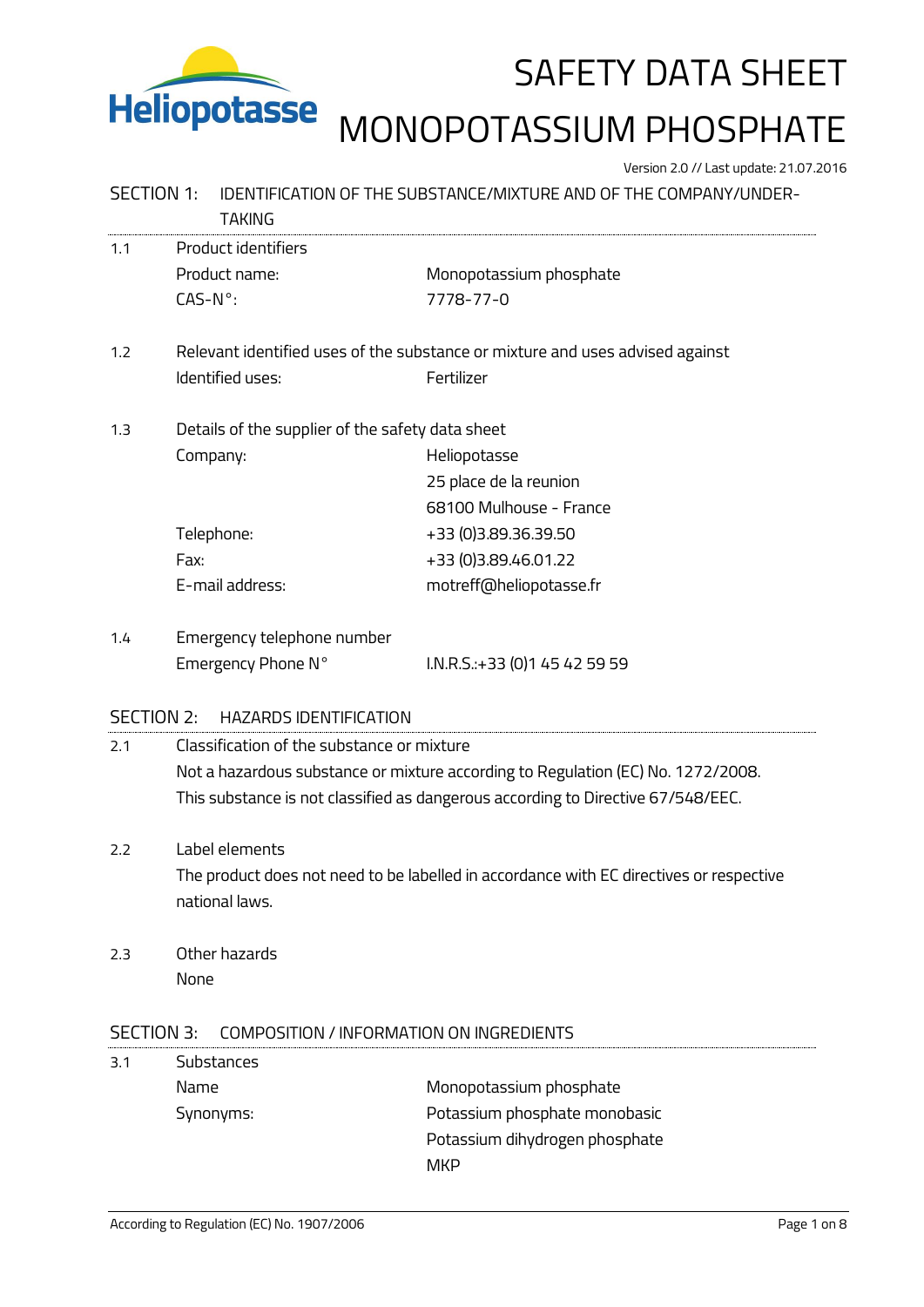Heliopotasse

# SAFETY DATA SHEET
# MONOPOTASSIUM PHOSPHATE

Version 2.0 // Last update: 21.07.2016

## SECTION 1: IDENTIFICATION OF THE SUBSTANCE/MIXTURE AND OF THE COMPANY/UNDERTAKING

**1.1 Product identifiers**

| | |
|---|---|
| Product name: | Monopotassium phosphate |
| CAS-N°: | 7778-77-0 |

**1.2 Relevant identified uses of the substance or mixture and uses advised against**

| | |
|---|---|
| Identified uses: | Fertilizer |

**1.3 Details of the supplier of the safety data sheet**

| | |
|---|---|
| Company: | Heliopotasse<br>25 place de la reunion<br>68100 Mulhouse - France |
| Telephone: | +33 (0)3.89.36.39.50 |
| Fax: | +33 (0)3.89.46.01.22 |
| E-mail address: | motreff@heliopotasse.fr |

**1.4 Emergency telephone number**

| | |
|---|---|
| Emergency Phone N° | I.N.R.S.:+33 (0)1 45 42 59 59 |

## SECTION 2: HAZARDS IDENTIFICATION

**2.1 Classification of the substance or mixture**

Not a hazardous substance or mixture according to Regulation (EC) No. 1272/2008.
This substance is not classified as dangerous according to Directive 67/548/EEC.

**2.2 Label elements**

The product does not need to be labelled in accordance with EC directives or respective national laws.

**2.3 Other hazards**

None

## SECTION 3: COMPOSITION / INFORMATION ON INGREDIENTS

**3.1 Substances**

| | |
|---|---|
| Name | Monopotassium phosphate |
| Synonyms: | Potassium phosphate monobasic<br>Potassium dihydrogen phosphate<br>MKP |

According to Regulation (EC) No. 1907/2006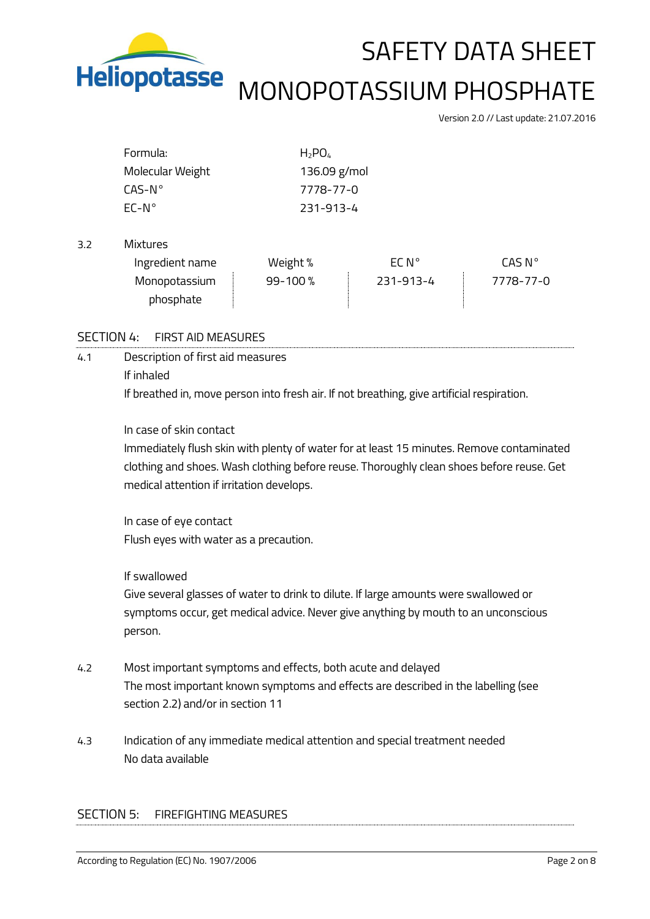| | |
|---|---|
| Formula: | $H_2PO_4$ |
| Molecular Weight | 136.09 g/mol |
| CAS-N° | 7778-77-0 |
| EC-N° | 231-913-4 |

3.2 Mixtures

| Ingredient name | Weight % | EC N° | CAS N° |
|---|---|---|---|
| Monopotassium phosphate | 99-100 % | 231-913-4 | 7778-77-0 |

## SECTION 4: FIRST AID MEASURES

4.1 Description of first aid measures

If inhaled

If breathed in, move person into fresh air. If not breathing, give artificial respiration.

In case of skin contact

Immediately flush skin with plenty of water for at least 15 minutes. Remove contaminated clothing and shoes. Wash clothing before reuse. Thoroughly clean shoes before reuse. Get medical attention if irritation develops.

In case of eye contact

Flush eyes with water as a precaution.

If swallowed

Give several glasses of water to drink to dilute. If large amounts were swallowed or symptoms occur, get medical advice. Never give anything by mouth to an unconscious person.

4.2 Most important symptoms and effects, both acute and delayed

The most important known symptoms and effects are described in the labelling (see section 2.2) and/or in section 11

4.3 Indication of any immediate medical attention and special treatment needed

No data available

## SECTION 5: FIREFIGHTING MEASURES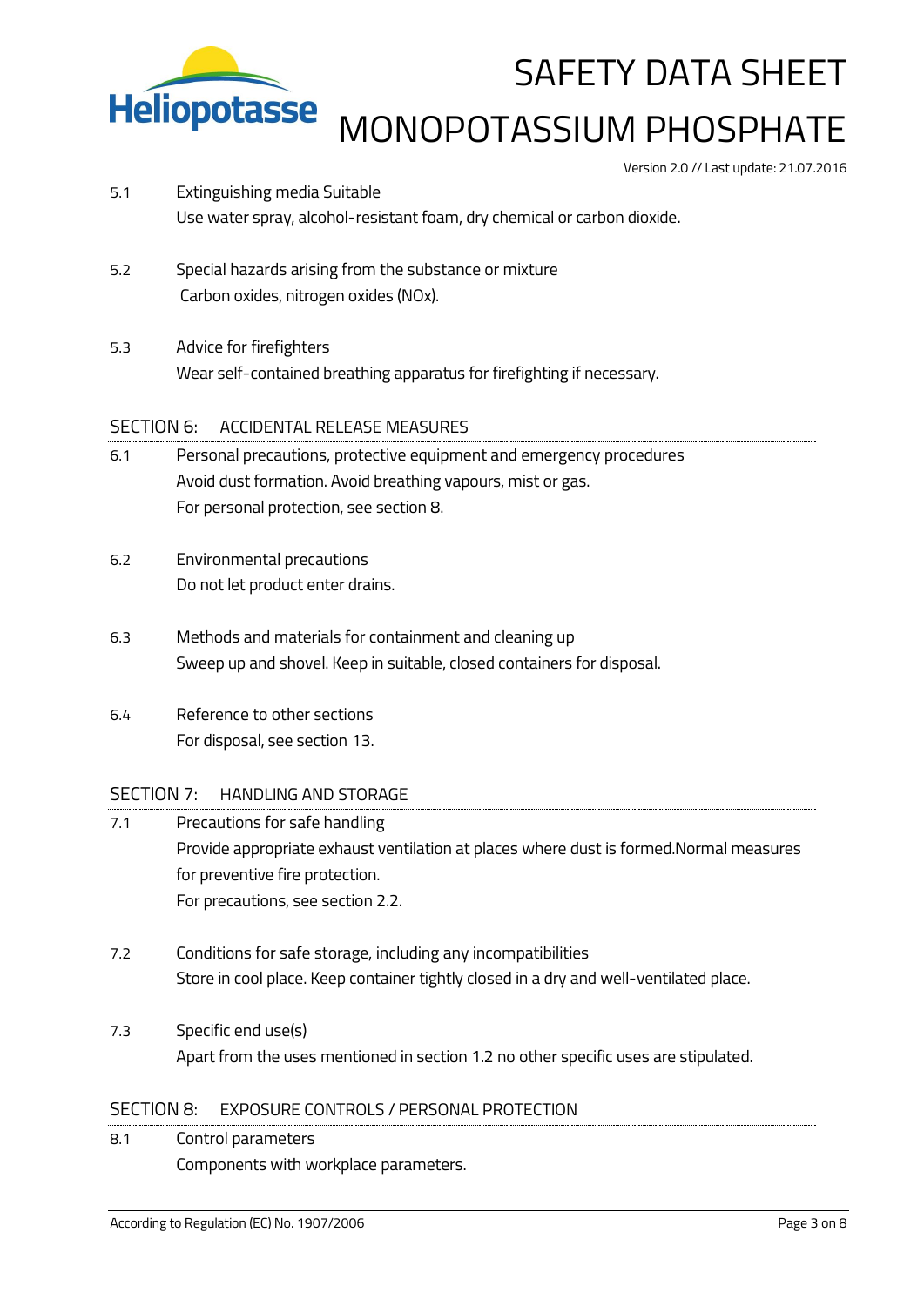5.1 Extinguishing media Suitable

Use water spray, alcohol-resistant foam, dry chemical or carbon dioxide.

5.2 Special hazards arising from the substance or mixture

Carbon oxides, nitrogen oxides (NOx).

5.3 Advice for firefighters

Wear self-contained breathing apparatus for firefighting if necessary.

## SECTION 6: ACCIDENTAL RELEASE MEASURES

6.1 Personal precautions, protective equipment and emergency procedures

Avoid dust formation. Avoid breathing vapours, mist or gas.
For personal protection, see section 8.

6.2 Environmental precautions

Do not let product enter drains.

6.3 Methods and materials for containment and cleaning up

Sweep up and shovel. Keep in suitable, closed containers for disposal.

6.4 Reference to other sections

For disposal, see section 13.

## SECTION 7: HANDLING AND STORAGE

7.1 Precautions for safe handling

Provide appropriate exhaust ventilation at places where dust is formed.Normal measures for preventive fire protection.
For precautions, see section 2.2.

7.2 Conditions for safe storage, including any incompatibilities

Store in cool place. Keep container tightly closed in a dry and well-ventilated place.

7.3 Specific end use(s)

Apart from the uses mentioned in section 1.2 no other specific uses are stipulated.

## SECTION 8: EXPOSURE CONTROLS / PERSONAL PROTECTION

8.1 Control parameters

Components with workplace parameters.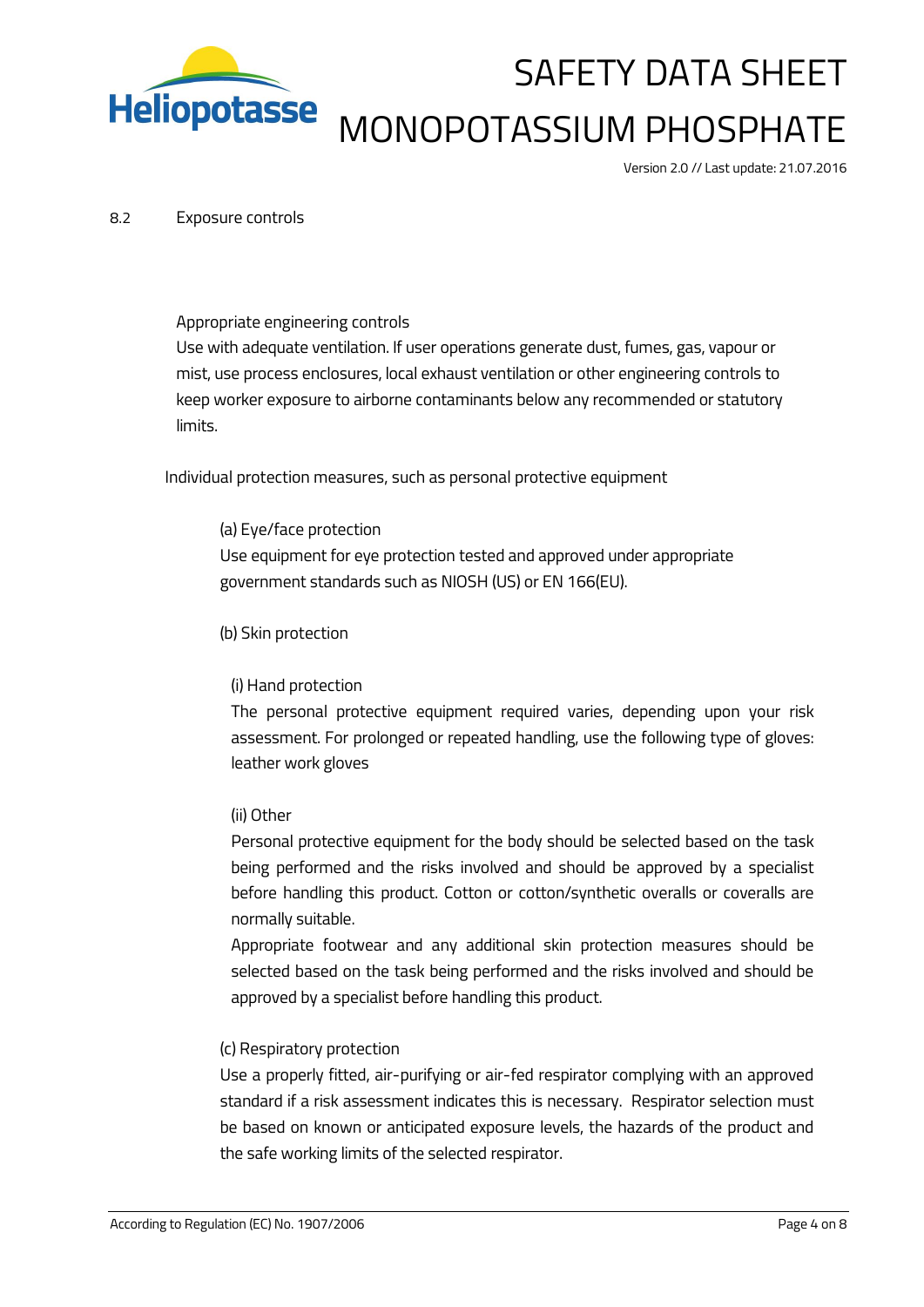8.2 Exposure controls

Appropriate engineering controls

Use with adequate ventilation. If user operations generate dust, fumes, gas, vapour or mist, use process enclosures, local exhaust ventilation or other engineering controls to keep worker exposure to airborne contaminants below any recommended or statutory limits.

Individual protection measures, such as personal protective equipment

(a) Eye/face protection

Use equipment for eye protection tested and approved under appropriate government standards such as NIOSH (US) or EN 166(EU).

(b) Skin protection

(i) Hand protection

The personal protective equipment required varies, depending upon your risk assessment. For prolonged or repeated handling, use the following type of gloves: leather work gloves

(ii) Other

Personal protective equipment for the body should be selected based on the task being performed and the risks involved and should be approved by a specialist before handling this product. Cotton or cotton/synthetic overalls or coveralls are normally suitable.

Appropriate footwear and any additional skin protection measures should be selected based on the task being performed and the risks involved and should be approved by a specialist before handling this product.

(c) Respiratory protection

Use a properly fitted, air-purifying or air-fed respirator complying with an approved standard if a risk assessment indicates this is necessary. Respirator selection must be based on known or anticipated exposure levels, the hazards of the product and the safe working limits of the selected respirator.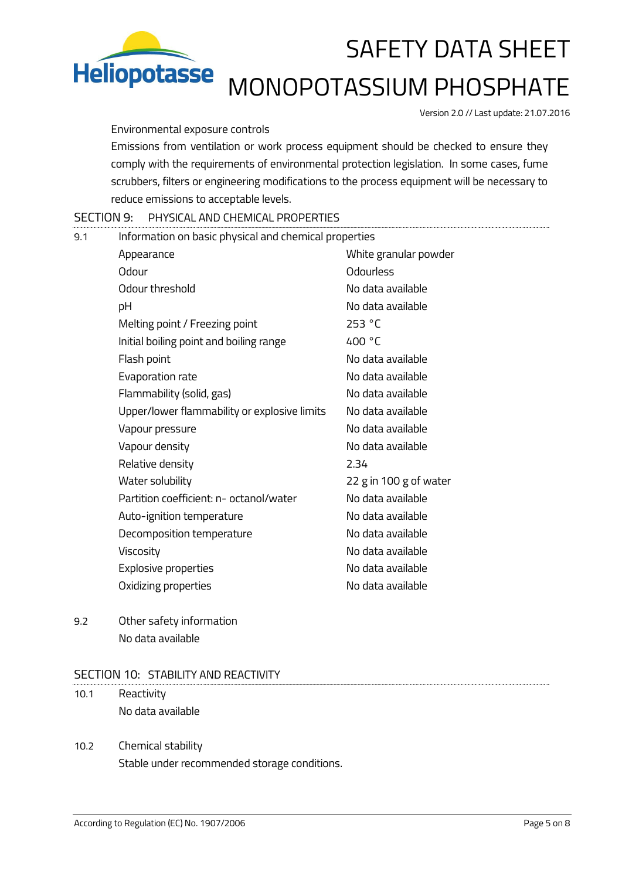Environmental exposure controls

Emissions from ventilation or work process equipment should be checked to ensure they comply with the requirements of environmental protection legislation. In some cases, fume scrubbers, filters or engineering modifications to the process equipment will be necessary to reduce emissions to acceptable levels.

## SECTION 9: PHYSICAL AND CHEMICAL PROPERTIES

### 9.1 Information on basic physical and chemical properties

| Property | Value |
|---|---|
| Appearance | White granular powder |
| Odour | Odourless |
| Odour threshold | No data available |
| pH | No data available |
| Melting point / Freezing point | 253 °C |
| Initial boiling point and boiling range | 400 °C |
| Flash point | No data available |
| Evaporation rate | No data available |
| Flammability (solid, gas) | No data available |
| Upper/lower flammability or explosive limits | No data available |
| Vapour pressure | No data available |
| Vapour density | No data available |
| Relative density | 2.34 |
| Water solubility | 22 g in 100 g of water |
| Partition coefficient: n- octanol/water | No data available |
| Auto-ignition temperature | No data available |
| Decomposition temperature | No data available |
| Viscosity | No data available |
| Explosive properties | No data available |
| Oxidizing properties | No data available |

### 9.2 Other safety information

No data available

## SECTION 10: STABILITY AND REACTIVITY

### 10.1 Reactivity

No data available

### 10.2 Chemical stability

Stable under recommended storage conditions.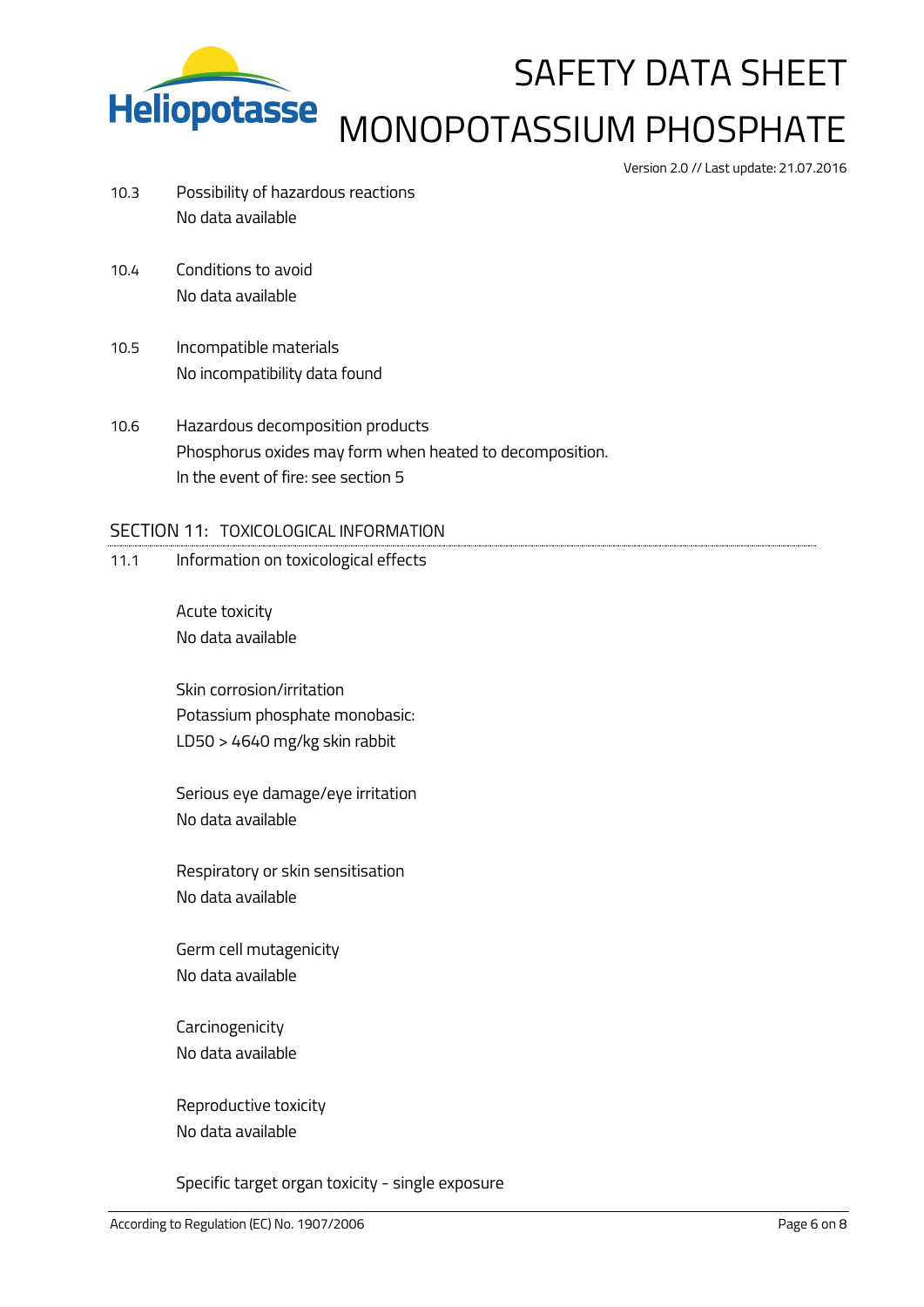10.3 Possibility of hazardous reactions
No data available

10.4 Conditions to avoid
No data available

10.5 Incompatible materials
No incompatibility data found

10.6 Hazardous decomposition products
Phosphorus oxides may form when heated to decomposition.
In the event of fire: see section 5

## SECTION 11: TOXICOLOGICAL INFORMATION

11.1 Information on toxicological effects

Acute toxicity
No data available

Skin corrosion/irritation
Potassium phosphate monobasic:
LD50 > 4640 mg/kg skin rabbit

Serious eye damage/eye irritation
No data available

Respiratory or skin sensitisation
No data available

Germ cell mutagenicity
No data available

Carcinogenicity
No data available

Reproductive toxicity
No data available

Specific target organ toxicity - single exposure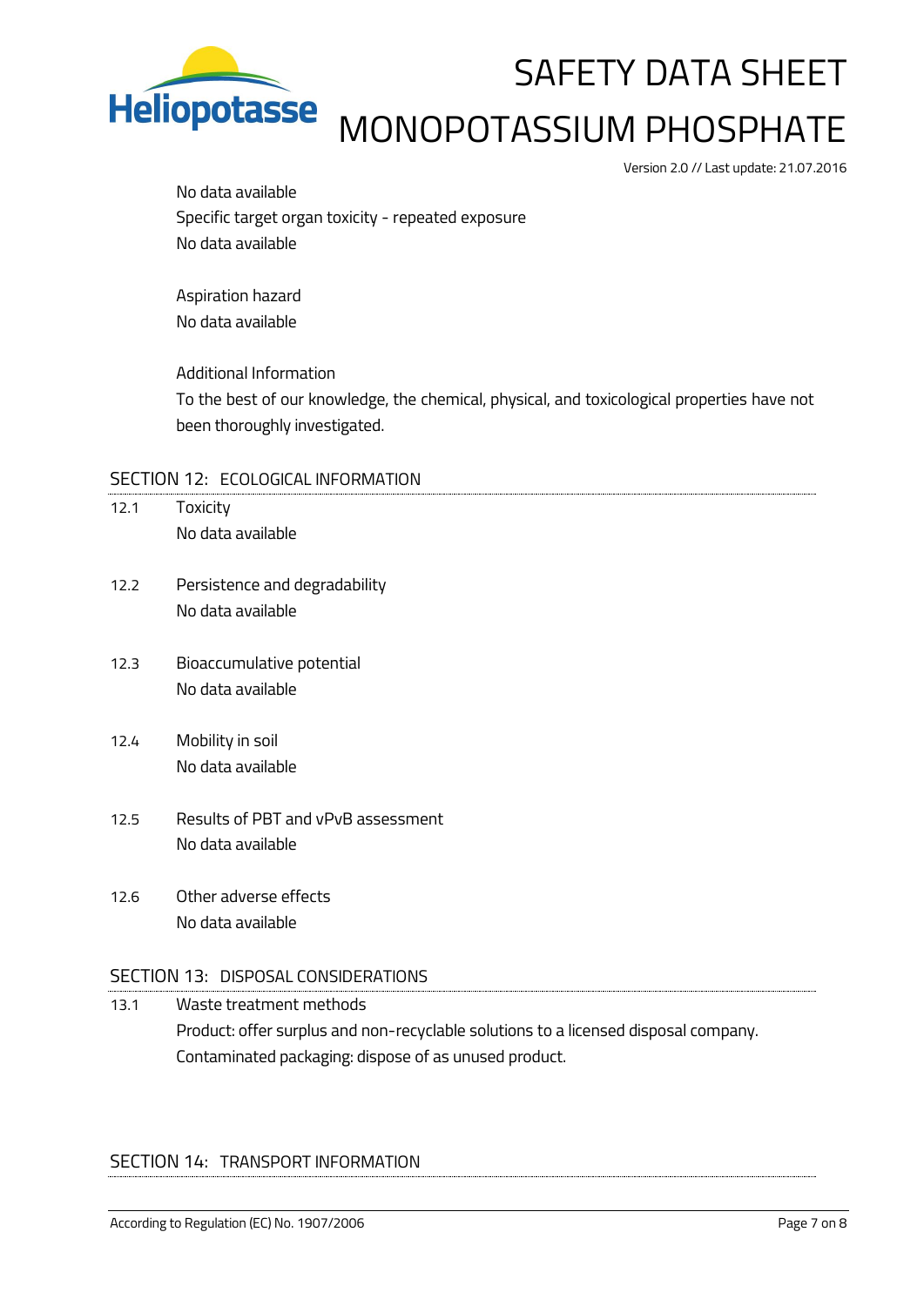No data available

Specific target organ toxicity - repeated exposure

No data available

Aspiration hazard

No data available

Additional Information

To the best of our knowledge, the chemical, physical, and toxicological properties have not been thoroughly investigated.

## SECTION 12: ECOLOGICAL INFORMATION

12.1 Toxicity

No data available

12.2 Persistence and degradability

No data available

12.3 Bioaccumulative potential

No data available

12.4 Mobility in soil

No data available

12.5 Results of PBT and vPvB assessment

No data available

12.6 Other adverse effects

No data available

## SECTION 13: DISPOSAL CONSIDERATIONS

13.1 Waste treatment methods

Product: offer surplus and non-recyclable solutions to a licensed disposal company.

Contaminated packaging: dispose of as unused product.

## SECTION 14: TRANSPORT INFORMATION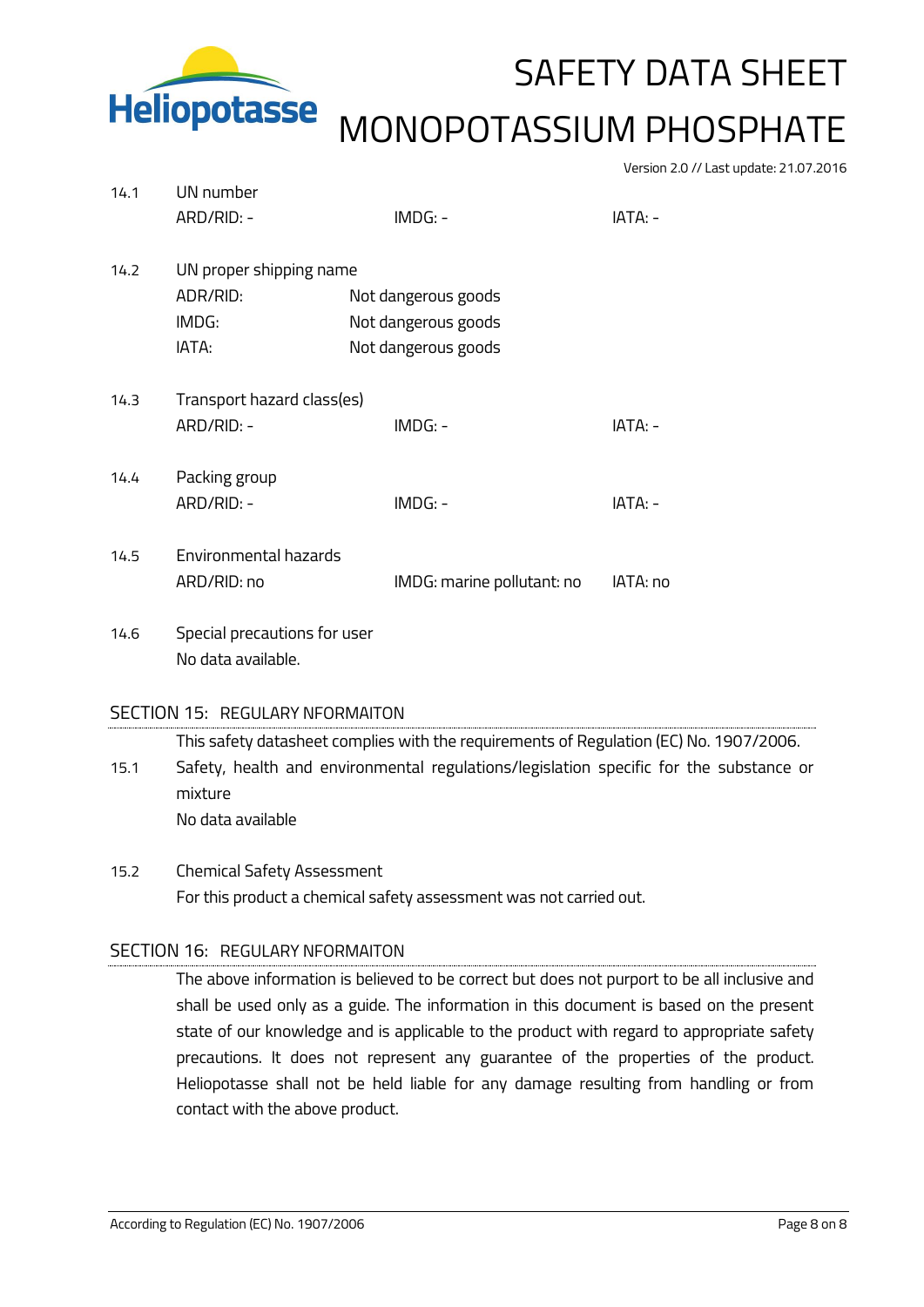14.1 UN number

| | | |
|---|---|---|
| ARD/RID: - | IMDG: - | IATA: - |

14.2 UN proper shipping name

| | |
|---|---|
| ADR/RID: | Not dangerous goods |
| IMDG: | Not dangerous goods |
| IATA: | Not dangerous goods |

14.3 Transport hazard class(es)

| | | |
|---|---|---|
| ARD/RID: - | IMDG: - | IATA: - |

14.4 Packing group

| | | |
|---|---|---|
| ARD/RID: - | IMDG: - | IATA: - |

14.5 Environmental hazards

| | | |
|---|---|---|
| ARD/RID: no | IMDG: marine pollutant: no | IATA: no |

14.6 Special precautions for user

No data available.

## SECTION 15: REGULARY NFORMAITON

This safety datasheet complies with the requirements of Regulation (EC) No. 1907/2006.

15.1 Safety, health and environmental regulations/legislation specific for the substance or mixture

No data available

15.2 Chemical Safety Assessment

For this product a chemical safety assessment was not carried out.

## SECTION 16: REGULARY NFORMAITON

The above information is believed to be correct but does not purport to be all inclusive and shall be used only as a guide. The information in this document is based on the present state of our knowledge and is applicable to the product with regard to appropriate safety precautions. It does not represent any guarantee of the properties of the product. Heliopotasse shall not be held liable for any damage resulting from handling or from contact with the above product.